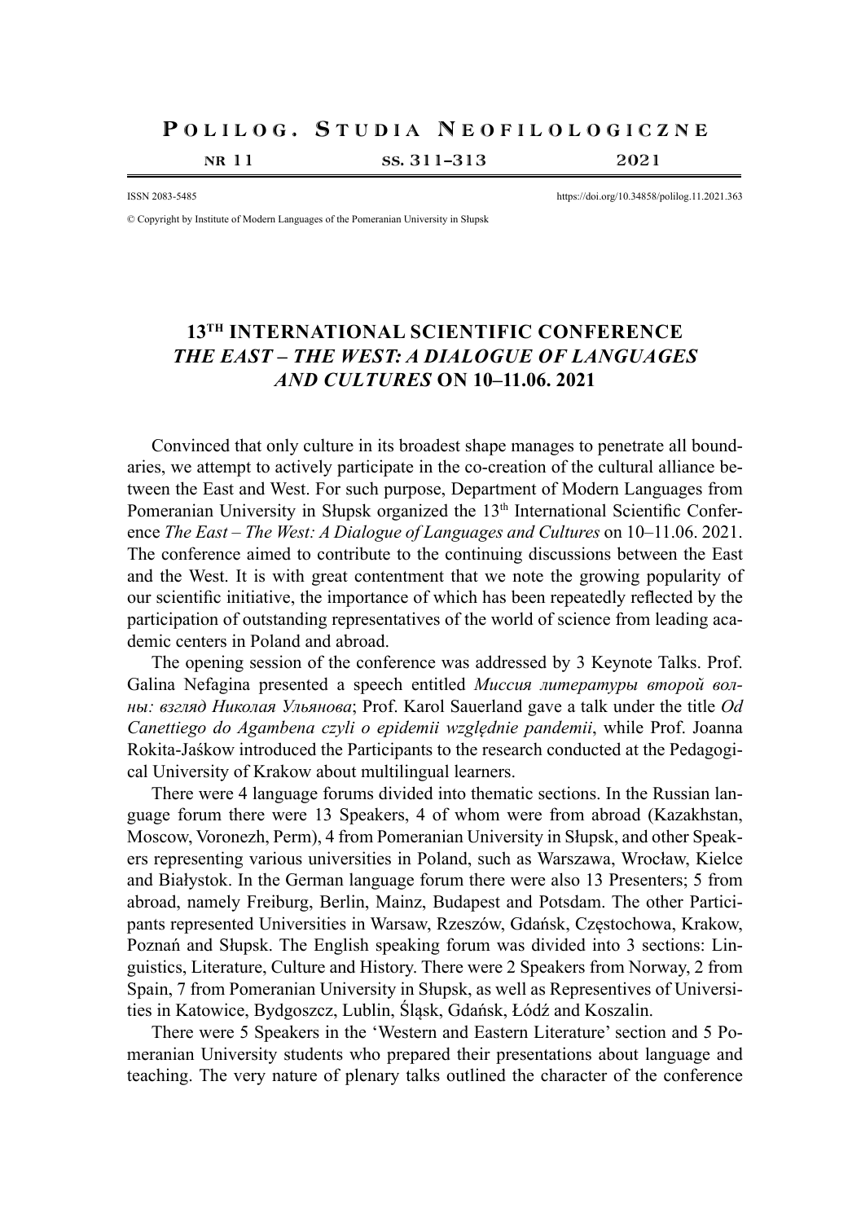ISSN 2083-5485 https://doi.org/10.34858/polilog.11.2021.363

© Copyright by Institute of Modern Languages of the Pomeranian University in Słupsk

# 13TH INTERNATIONAL SCIENTIFIC CONFERENCE *THE EAST – THE WEST: A DIALOGUE OF LANGUAGES AND CULTURES* ON 10–11.06. 2021

Convinced that only culture in its broadest shape manages to penetrate all boundaries, we attempt to actively participate in the co-creation of the cultural alliance between the East and West. For such purpose, Department of Modern Languages from Pomeranian University in Słupsk organized the 13th International Scientific Conference *The East – The West: A Dialogue of Languages and Cultures* on 10–11.06. 2021. The conference aimed to contribute to the continuing discussions between the East and the West. It is with great contentment that we note the growing popularity of our scientific initiative, the importance of which has been repeatedly reflected by the participation of outstanding representatives of the world of science from leading academic centers in Poland and abroad.

The opening session of the conference was addressed by 3 Keynote Talks. Prof. Galina Nefagina presented a speech entitled *Миссия литературы второй волны: взгляд Николая Ульянова*; Prof. Karol Sauerland gave a talk under the title *Od Canettiego do Agambena czyli o epidemii względnie pandemii*, while Prof. Joanna Rokita-Jaśkow introduced the Participants to the research conducted at the Pedagogical University of Krakow about multilingual learners.

There were 4 language forums divided into thematic sections. In the Russian language forum there were 13 Speakers, 4 of whom were from abroad (Kazakhstan, Moscow, Voronezh, Perm), 4 from Pomeranian University in Słupsk, and other Speakers representing various universities in Poland, such as Warszawa, Wrocław, Kielce and Białystok. In the German language forum there were also 13 Presenters; 5 from abroad, namely Freiburg, Berlin, Mainz, Budapest and Potsdam. The other Participants represented Universities in Warsaw, Rzeszów, Gdańsk, Częstochowa, Krakow, Poznań and Słupsk. The English speaking forum was divided into 3 sections: Linguistics, Literature, Culture and History. There were 2 Speakers from Norway, 2 from Spain, 7 from Pomeranian University in Słupsk, as well as Representives of Universities in Katowice, Bydgoszcz, Lublin, Śląsk, Gdańsk, Łódź and Koszalin.

There were 5 Speakers in the 'Western and Eastern Literature' section and 5 Pomeranian University students who prepared their presentations about language and teaching. The very nature of plenary talks outlined the character of the conference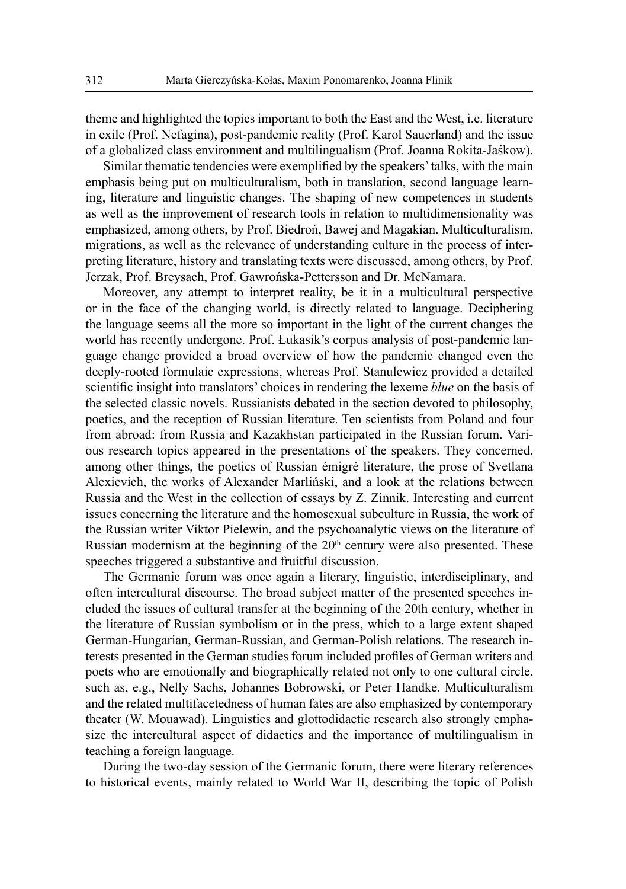theme and highlighted the topics important to both the East and the West, i.e. literature in exile (Prof. Nefagina), post-pandemic reality (Prof. Karol Sauerland) and the issue of a globalized class environment and multilingualism (Prof. Joanna Rokita-Jaśkow).

Similar thematic tendencies were exemplified by the speakers' talks, with the main emphasis being put on multiculturalism, both in translation, second language learning, literature and linguistic changes. The shaping of new competences in students as well as the improvement of research tools in relation to multidimensionality was emphasized, among others, by Prof. Biedroń, Bawej and Magakian. Multiculturalism, migrations, as well as the relevance of understanding culture in the process of interpreting literature, history and translating texts were discussed, among others, by Prof. Jerzak, Prof. Breysach, Prof. Gawrońska-Pettersson and Dr. McNamara.

Moreover, any attempt to interpret reality, be it in a multicultural perspective or in the face of the changing world, is directly related to language. Deciphering the language seems all the more so important in the light of the current changes the world has recently undergone. Prof. Łukasik's corpus analysis of post-pandemic language change provided a broad overview of how the pandemic changed even the deeply-rooted formulaic expressions, whereas Prof. Stanulewicz provided a detailed scientific insight into translators' choices in rendering the lexeme *blue* on the basis of the selected classic novels. Russianists debated in the section devoted to philosophy, poetics, and the reception of Russian literature. Ten scientists from Poland and four from abroad: from Russia and Kazakhstan participated in the Russian forum. Various research topics appeared in the presentations of the speakers. They concerned, among other things, the poetics of Russian émigré literature, the prose of Svetlana Alexievich, the works of Alexander Marliński, and a look at the relations between Russia and the West in the collection of essays by Z. Zinnik. Interesting and current issues concerning the literature and the homosexual subculture in Russia, the work of the Russian writer Viktor Pielewin, and the psychoanalytic views on the literature of Russian modernism at the beginning of the 20th century were also presented. These speeches triggered a substantive and fruitful discussion.

The Germanic forum was once again a literary, linguistic, interdisciplinary, and often intercultural discourse. The broad subject matter of the presented speeches included the issues of cultural transfer at the beginning of the 20th century, whether in the literature of Russian symbolism or in the press, which to a large extent shaped German-Hungarian, German-Russian, and German-Polish relations. The research interests presented in the German studies forum included profiles of German writers and poets who are emotionally and biographically related not only to one cultural circle, such as, e.g., Nelly Sachs, Johannes Bobrowski, or Peter Handke. Multiculturalism and the related multifacetedness of human fates are also emphasized by contemporary theater (W. Mouawad). Linguistics and glottodidactic research also strongly emphasize the intercultural aspect of didactics and the importance of multilingualism in teaching a foreign language.

During the two-day session of the Germanic forum, there were literary references to historical events, mainly related to World War II, describing the topic of Polish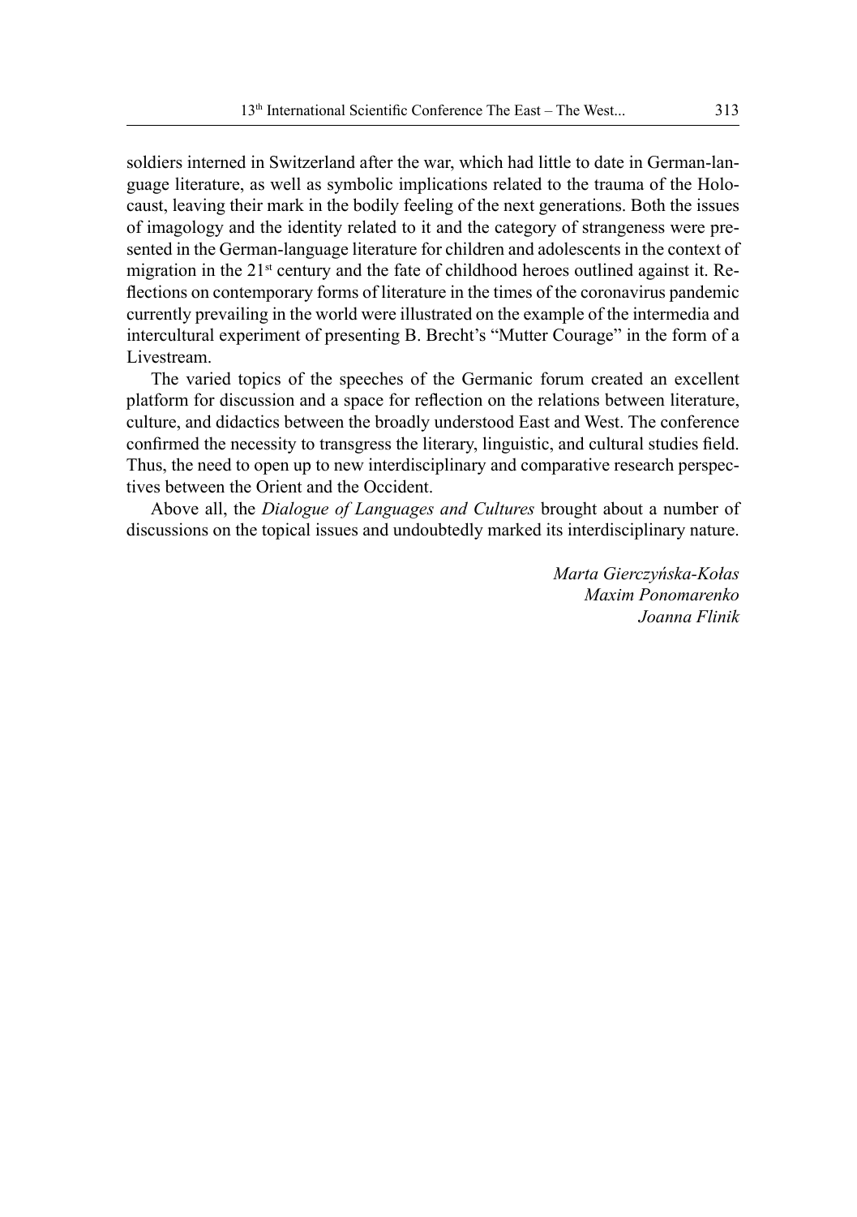soldiers interned in Switzerland after the war, which had little to date in German-language literature, as well as symbolic implications related to the trauma of the Holocaust, leaving their mark in the bodily feeling of the next generations. Both the issues of imagology and the identity related to it and the category of strangeness were presented in the German-language literature for children and adolescents in the context of migration in the 21st century and the fate of childhood heroes outlined against it. Reflections on contemporary forms of literature in the times of the coronavirus pandemic currently prevailing in the world were illustrated on the example of the intermedia and intercultural experiment of presenting B. Brecht's "Mutter Courage" in the form of a Livestream.

The varied topics of the speeches of the Germanic forum created an excellent platform for discussion and a space for reflection on the relations between literature, culture, and didactics between the broadly understood East and West. The conference confirmed the necessity to transgress the literary, linguistic, and cultural studies field. Thus, the need to open up to new interdisciplinary and comparative research perspectives between the Orient and the Occident.

Above all, the *Dialogue of Languages and Cultures* brought about a number of discussions on the topical issues and undoubtedly marked its interdisciplinary nature.

*Marta Gierczyńska-Kołas*
*Maxim Ponomarenko*
*Joanna Flinik*